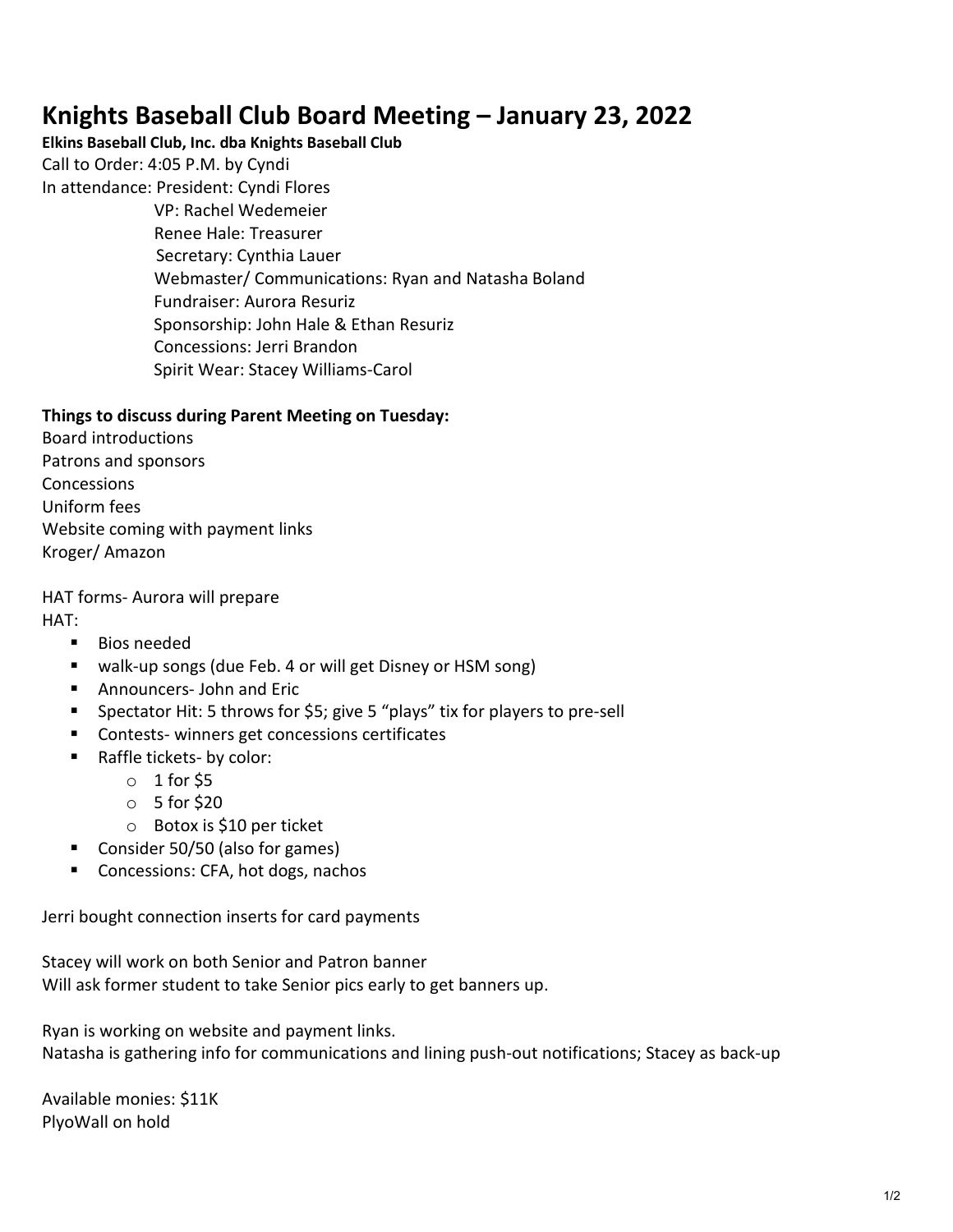# Knights Baseball Club Board Meeting – January 23, 2022

**Elkins Baseball Club, Inc. dba Knights Baseball Club**

Call to Order: 4:05 P.M. by Cyndi

In attendance: President: Cyndi Flores
- VP: Rachel Wedemeier
- Renee Hale: Treasurer
- Secretary: Cynthia Lauer
- Webmaster/ Communications: Ryan and Natasha Boland
- Fundraiser: Aurora Resuriz
- Sponsorship: John Hale & Ethan Resuriz
- Concessions: Jerri Brandon
- Spirit Wear: Stacey Williams-Carol

**Things to discuss during Parent Meeting on Tuesday:**

Board introductions
Patrons and sponsors
Concessions
Uniform fees
Website coming with payment links
Kroger/ Amazon

HAT forms- Aurora will prepare

HAT:

- Bios needed
- walk-up songs (due Feb. 4 or will get Disney or HSM song)
- Announcers- John and Eric
- Spectator Hit: 5 throws for $5; give 5 "plays" tix for players to pre-sell
- Contests- winners get concessions certificates
- Raffle tickets- by color:
  - 1 for $5
  - 5 for $20
  - Botox is $10 per ticket
- Consider 50/50 (also for games)
- Concessions: CFA, hot dogs, nachos

Jerri bought connection inserts for card payments

Stacey will work on both Senior and Patron banner
Will ask former student to take Senior pics early to get banners up.

Ryan is working on website and payment links.
Natasha is gathering info for communications and lining push-out notifications; Stacey as back-up

Available monies: $11K
PlyoWall on hold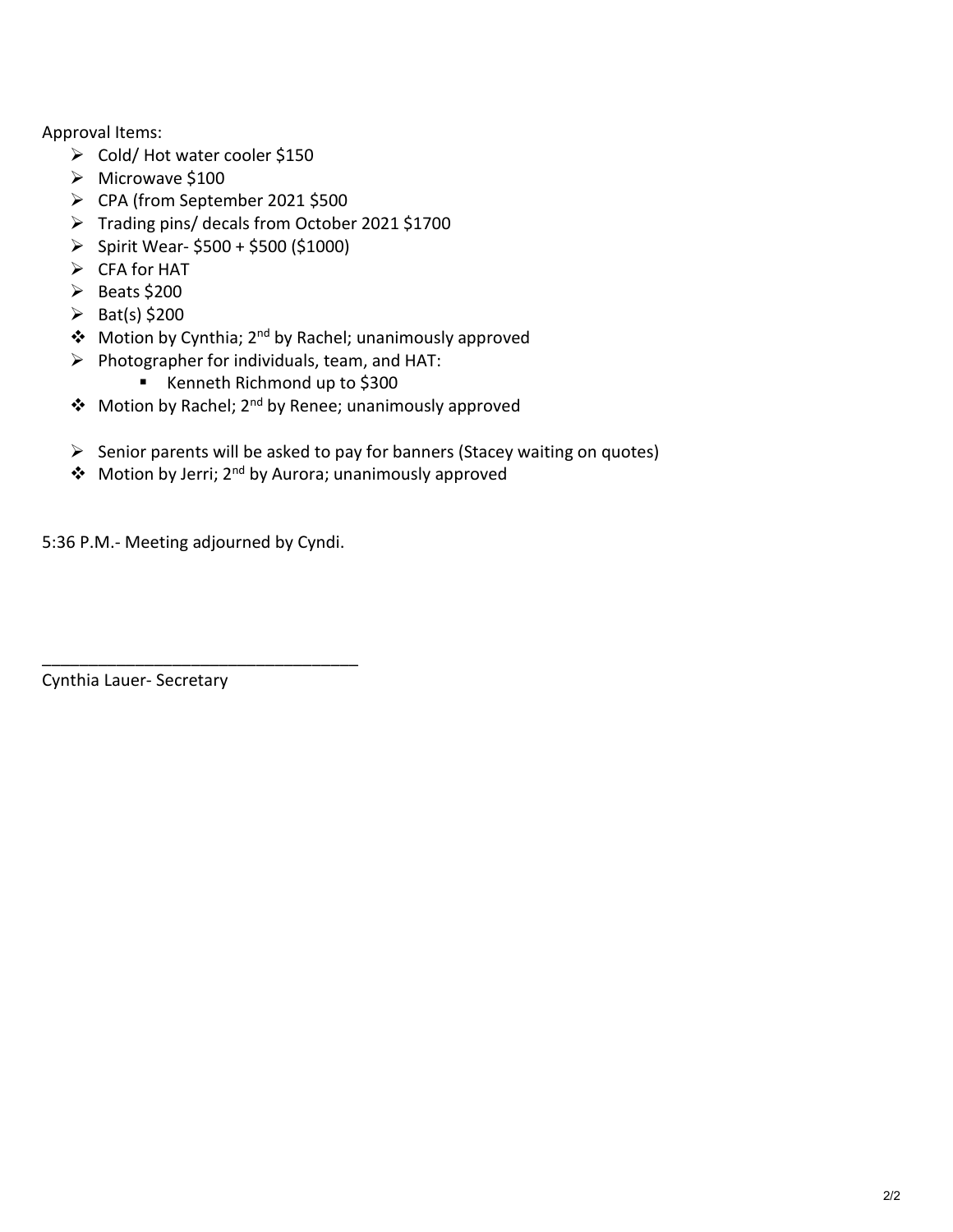Approval Items:

- Cold/ Hot water cooler $150
- Microwave $100
- CPA (from September 2021 $500
- Trading pins/ decals from October 2021 $1700
- Spirit Wear- $500 + $500 ($1000)
- CFA for HAT
- Beats $200
- Bat(s) $200
- Motion by Cynthia; 2nd by Rachel; unanimously approved
- Photographer for individuals, team, and HAT:
  - Kenneth Richmond up to $300
- Motion by Rachel; 2nd by Renee; unanimously approved

- Senior parents will be asked to pay for banners (Stacey waiting on quotes)
- Motion by Jerri; 2nd by Aurora; unanimously approved

5:36 P.M.- Meeting adjourned by Cyndi.

\_\_\_\_\_\_\_\_\_\_\_\_\_\_\_\_\_\_\_\_\_\_\_\_\_\_\_\_\_\_\_\_\_\_

Cynthia Lauer- Secretary